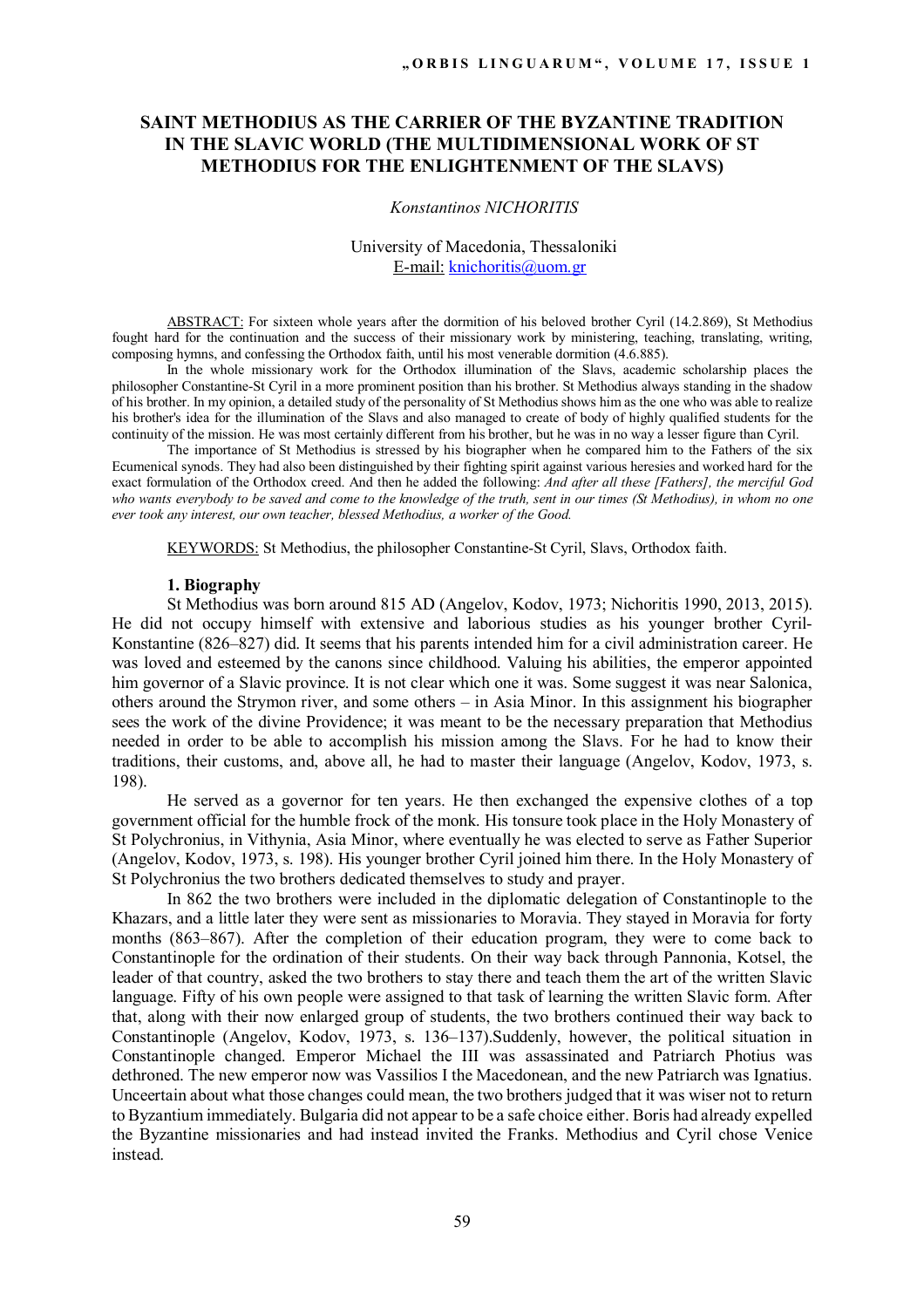# SAINT METHODIUS AS THE CARRIER OF THE BYZANTINE TRADITION IN THE SLAVIC WORLD (THE MULTIDIMENSIONAL WORK OF ST METHODIUS FOR THE ENLIGHTENMENT OF THE SLAVS)

*Konstantinos NICHORITIS*

University of Macedonia, Thessaloniki
E-mail: knichoritis@uom.gr

ABSTRACT: For sixteen whole years after the dormition of his beloved brother Cyril (14.2.869), St Methodius fought hard for the continuation and the success of their missionary work by ministering, teaching, translating, writing, composing hymns, and confessing the Orthodox faith, until his most venerable dormition (4.6.885).

In the whole missionary work for the Orthodox illumination of the Slavs, academic scholarship places the philosopher Constantine-St Cyril in a more prominent position than his brother. St Methodius always standing in the shadow of his brother. In my opinion, a detailed study of the personality of St Methodius shows him as the one who was able to realize his brother's idea for the illumination of the Slavs and also managed to create of body of highly qualified students for the continuity of the mission. He was most certainly different from his brother, but he was in no way a lesser figure than Cyril.

The importance of St Methodius is stressed by his biographer when he compared him to the Fathers of the six Ecumenical synods. They had also been distinguished by their fighting spirit against various heresies and worked hard for the exact formulation of the Orthodox creed. And then he added the following: *And after all these [Fathers], the merciful God who wants everybody to be saved and come to the knowledge of the truth, sent in our times (St Methodius), in whom no one ever took any interest, our own teacher, blessed Methodius, a worker of the Good.*

KEYWORDS: St Methodius, the philosopher Constantine-St Cyril, Slavs, Orthodox faith.

## 1. Biography

St Methodius was born around 815 AD (Angelov, Kodov, 1973; Nichoritis 1990, 2013, 2015). He did not occupy himself with extensive and laborious studies as his younger brother Cyril-Konstantine (826–827) did. It seems that his parents intended him for a civil administration career. He was loved and esteemed by the canons since childhood. Valuing his abilities, the emperor appointed him governor of a Slavic province. It is not clear which one it was. Some suggest it was near Salonica, others around the Strymon river, and some others – in Asia Minor. In this assignment his biographer sees the work of the divine Providence; it was meant to be the necessary preparation that Methodius needed in order to be able to accomplish his mission among the Slavs. For he had to know their traditions, their customs, and, above all, he had to master their language (Angelov, Kodov, 1973, s. 198).

He served as a governor for ten years. He then exchanged the expensive clothes of a top government official for the humble frock of the monk. His tonsure took place in the Holy Monastery of St Polychronius, in Vithynia, Asia Minor, where eventually he was elected to serve as Father Superior (Angelov, Kodov, 1973, s. 198). His younger brother Cyril joined him there. In the Holy Monastery of St Polychronius the two brothers dedicated themselves to study and prayer.

In 862 the two brothers were included in the diplomatic delegation of Constantinople to the Khazars, and a little later they were sent as missionaries to Moravia. They stayed in Moravia for forty months (863–867). After the completion of their education program, they were to come back to Constantinople for the ordination of their students. On their way back through Pannonia, Kotsel, the leader of that country, asked the two brothers to stay there and teach them the art of the written Slavic language. Fifty of his own people were assigned to that task of learning the written Slavic form. After that, along with their now enlarged group of students, the two brothers continued their way back to Constantinople (Angelov, Kodov, 1973, s. 136–137).Suddenly, however, the political situation in Constantinople changed. Emperor Michael the III was assassinated and Patriarch Photius was dethroned. The new emperor now was Vassilios I the Macedonean, and the new Patriarch was Ignatius. Unceertain about what those changes could mean, the two brothers judged that it was wiser not to return to Byzantium immediately. Bulgaria did not appear to be a safe choice either. Boris had already expelled the Byzantine missionaries and had instead invited the Franks. Methodius and Cyril chose Venice instead.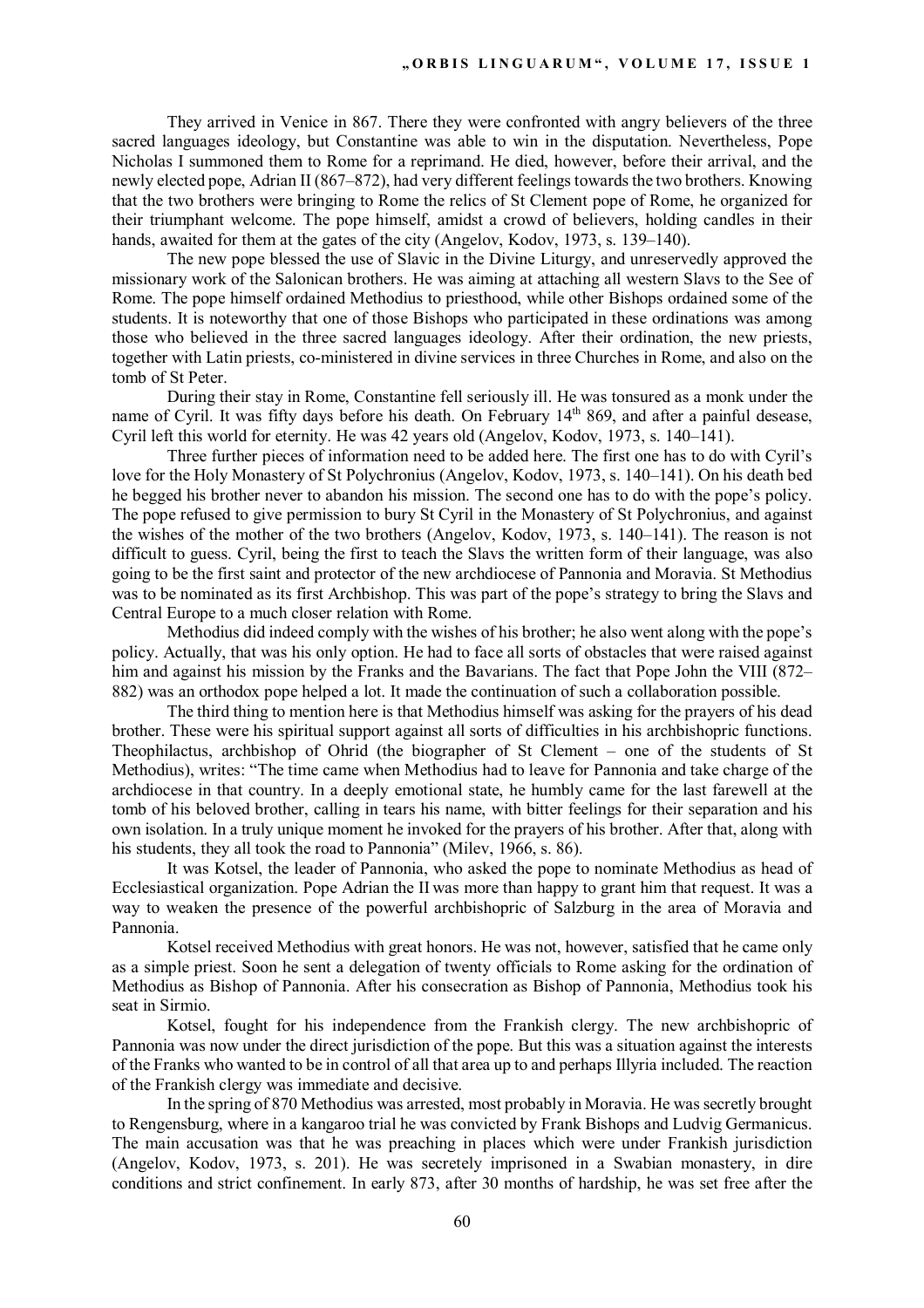They arrived in Venice in 867. There they were confronted with angry believers of the three sacred languages ideology, but Constantine was able to win in the disputation. Nevertheless, Pope Nicholas I summoned them to Rome for a reprimand. He died, however, before their arrival, and the newly elected pope, Adrian II (867–872), had very different feelings towards the two brothers. Knowing that the two brothers were bringing to Rome the relics of St Clement pope of Rome, he organized for their triumphant welcome. The pope himself, amidst a crowd of believers, holding candles in their hands, awaited for them at the gates of the city (Angelov, Kodov, 1973, s. 139–140).

The new pope blessed the use of Slavic in the Divine Liturgy, and unreservedly approved the missionary work of the Salonican brothers. He was aiming at attaching all western Slavs to the See of Rome. The pope himself ordained Methodius to priesthood, while other Bishops ordained some of the students. It is noteworthy that one of those Bishops who participated in these ordinations was among those who believed in the three sacred languages ideology. After their ordination, the new priests, together with Latin priests, co-ministered in divine services in three Churches in Rome, and also on the tomb of St Peter.

During their stay in Rome, Constantine fell seriously ill. He was tonsured as a monk under the name of Cyril. It was fifty days before his death. On February 14th 869, and after a painful desease, Cyril left this world for eternity. He was 42 years old (Angelov, Kodov, 1973, s. 140–141).

Three further pieces of information need to be added here. The first one has to do with Cyril's love for the Holy Monastery of St Polychronius (Angelov, Kodov, 1973, s. 140–141). On his death bed he begged his brother never to abandon his mission. The second one has to do with the pope's policy. The pope refused to give permission to bury St Cyril in the Monastery of St Polychronius, and against the wishes of the mother of the two brothers (Angelov, Kodov, 1973, s. 140–141). The reason is not difficult to guess. Cyril, being the first to teach the Slavs the written form of their language, was also going to be the first saint and protector of the new archdiocese of Pannonia and Moravia. St Methodius was to be nominated as its first Archbishop. This was part of the pope's strategy to bring the Slavs and Central Europe to a much closer relation with Rome.

Methodius did indeed comply with the wishes of his brother; he also went along with the pope's policy. Actually, that was his only option. He had to face all sorts of obstacles that were raised against him and against his mission by the Franks and the Bavarians. The fact that Pope John the VIII (872–882) was an orthodox pope helped a lot. It made the continuation of such a collaboration possible.

The third thing to mention here is that Methodius himself was asking for the prayers of his dead brother. These were his spiritual support against all sorts of difficulties in his archbishopric functions. Theophilactus, archbishop of Ohrid (the biographer of St Clement – one of the students of St Methodius), writes: "The time came when Methodius had to leave for Pannonia and take charge of the archdiocese in that country. In a deeply emotional state, he humbly came for the last farewell at the tomb of his beloved brother, calling in tears his name, with bitter feelings for their separation and his own isolation. In a truly unique moment he invoked for the prayers of his brother. After that, along with his students, they all took the road to Pannonia" (Milev, 1966, s. 86).

It was Kotsel, the leader of Pannonia, who asked the pope to nominate Methodius as head of Ecclesiastical organization. Pope Adrian the II was more than happy to grant him that request. It was a way to weaken the presence of the powerful archbishopric of Salzburg in the area of Moravia and Pannonia.

Kotsel received Methodius with great honors. He was not, however, satisfied that he came only as a simple priest. Soon he sent a delegation of twenty officials to Rome asking for the ordination of Methodius as Bishop of Pannonia. After his consecration as Bishop of Pannonia, Methodius took his seat in Sirmio.

Kotsel, fought for his independence from the Frankish clergy. The new archbishopric of Pannonia was now under the direct jurisdiction of the pope. But this was a situation against the interests of the Franks who wanted to be in control of all that area up to and perhaps Illyria included. The reaction of the Frankish clergy was immediate and decisive.

In the spring of 870 Methodius was arrested, most probably in Moravia. He was secretly brought to Rengensburg, where in a kangaroo trial he was convicted by Frank Bishops and Ludvig Germanicus. The main accusation was that he was preaching in places which were under Frankish jurisdiction (Angelov, Kodov, 1973, s. 201). He was secretely imprisoned in a Swabian monastery, in dire conditions and strict confinement. In early 873, after 30 months of hardship, he was set free after the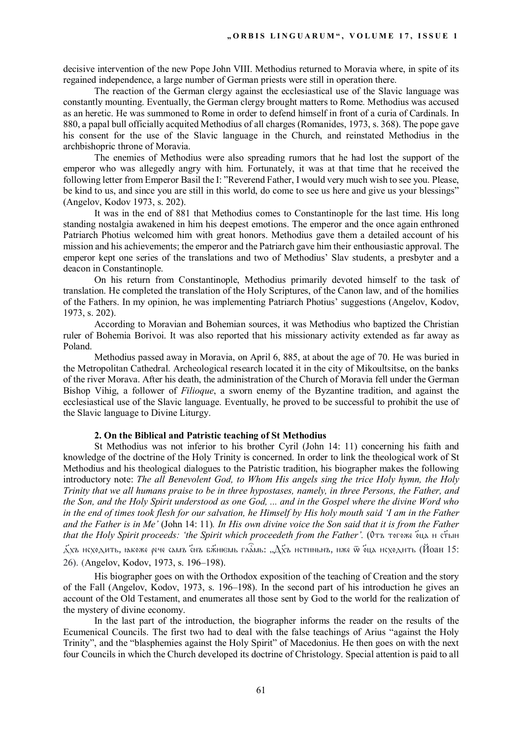decisive intervention of the new Pope John VIII. Methodius returned to Moravia where, in spite of its regained independence, a large number of German priests were still in operation there.

The reaction of the German clergy against the ecclesiastical use of the Slavic language was constantly mounting. Eventually, the German clergy brought matters to Rome. Methodius was accused as an heretic. He was summoned to Rome in order to defend himself in front of a curia of Cardinals. In 880, a papal bull officially acquited Methodius of all charges (Romanides, 1973, s. 368). The pope gave his consent for the use of the Slavic language in the Church, and reinstated Methodius in the archbishopric throne of Moravia.

The enemies of Methodius were also spreading rumors that he had lost the support of the emperor who was allegedly angry with him. Fortunately, it was at that time that he received the following letter from Emperor Basil the I: "Reverend Father, I would very much wish to see you. Please, be kind to us, and since you are still in this world, do come to see us here and give us your blessings" (Angelov, Kodov 1973, s. 202).

It was in the end of 881 that Methodius comes to Constantinople for the last time. His long standing nostalgia awakened in him his deepest emotions. The emperor and the once again enthroned Patriarch Photius welcomed him with great honors. Methodius gave them a detailed account of his mission and his achievements; the emperor and the Patriarch gave him their enthousiastic approval. The emperor kept one series of the translations and two of Methodius' Slav students, a presbyter and a deacon in Constantinople.

On his return from Constantinople, Methodius primarily devoted himself to the task of translation. He completed the translation of the Holy Scriptures, of the Canon law, and of the homilies of the Fathers. In my opinion, he was implementing Patriarch Photius' suggestions (Angelov, Kodov, 1973, s. 202).

According to Moravian and Bohemian sources, it was Methodius who baptized the Christian ruler of Bohemia Borivoi. It was also reported that his missionary activity extended as far away as Poland.

Methodius passed away in Moravia, on April 6, 885, at about the age of 70. He was buried in the Metropolitan Cathedral. Archeological research located it in the city of Mikoultsitse, on the banks of the river Morava. After his death, the administration of the Church of Moravia fell under the German Bishop Vihig, a follower of *Filioque*, a sworn enemy of the Byzantine tradition, and against the ecclesiastical use of the Slavic language. Eventually, he proved to be successful to prohibit the use of the Slavic language to Divine Liturgy.

### 2. On the Biblical and Patristic teaching of St Methodius

St Methodius was not inferior to his brother Cyril (John 14: 11) concerning his faith and knowledge of the doctrine of the Holy Trinity is concerned. In order to link the theological work of St Methodius and his theological dialogues to the Patristic tradition, his biographer makes the following introductory note: *The all Benevolent God, to Whom His angels sing the trice Holy hymn, the Holy Trinity that we all humans praise to be in three hypostases, namely, in three Persons, the Father, and the Son, and the Holy Spirit understood as one God, ... and in the Gospel where the divine Word who in the end of times took flesh for our salvation, he Himself by His holy mouth said 'I am in the Father and the Father is in Me'* (John 14: 11)*. In His own divine voice the Son said that it is from the Father that the Holy Spirit proceeds: 'the Spirit which proceedeth from the Father'.* (Отъ тогоже о҃ца и с҃тын Д҃хъ исходить, ıакоже рече самъ с҃нъ бж҃нıемь гл҃мь: „Д҃хъ истиньнъ, иже ѿ о҃ца исходить (Йоан 15: 26). (Angelov, Kodov, 1973, s. 196–198).

His biographer goes on with the Orthodox exposition of the teaching of Creation and the story of the Fall (Angelov, Kodov, 1973, s. 196–198). In the second part of his introduction he gives an account of the Old Testament, and enumerates all those sent by God to the world for the realization of the mystery of divine economy.

In the last part of the introduction, the biographer informs the reader on the results of the Ecumenical Councils. The first two had to deal with the false teachings of Arius "against the Holy Trinity", and the "blasphemies against the Holy Spirit" of Macedonius. He then goes on with the next four Councils in which the Church developed its doctrine of Christology. Special attention is paid to all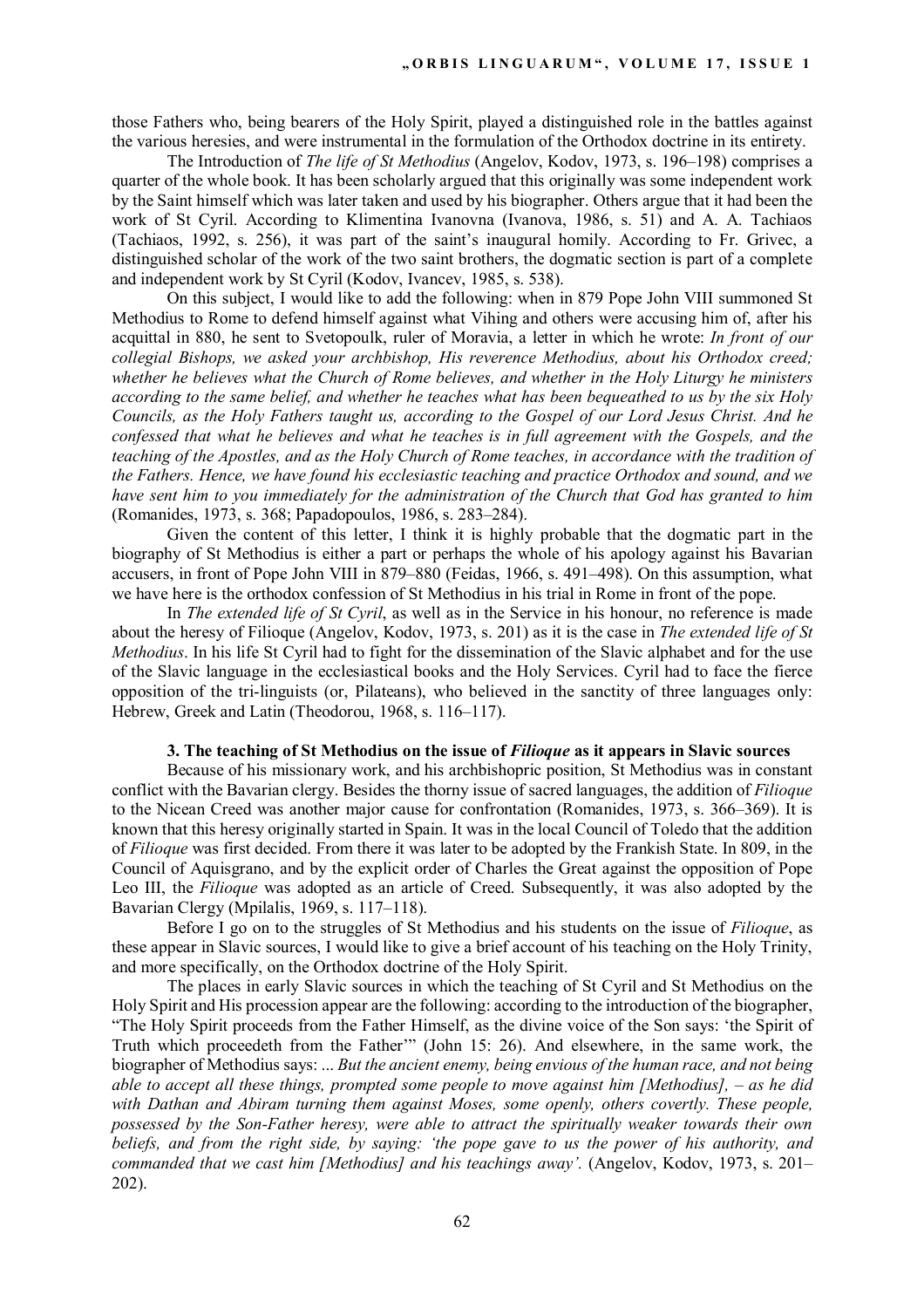those Fathers who, being bearers of the Holy Spirit, played a distinguished role in the battles against the various heresies, and were instrumental in the formulation of the Orthodox doctrine in its entirety.

The Introduction of *The life of St Methodius* (Angelov, Kodov, 1973, s. 196–198) comprises a quarter of the whole book. It has been scholarly argued that this originally was some independent work by the Saint himself which was later taken and used by his biographer. Others argue that it had been the work of St Cyril. According to Klimentina Ivanovna (Ivanova, 1986, s. 51) and A. A. Tachiaos (Tachiaos, 1992, s. 256), it was part of the saint's inaugural homily. According to Fr. Grivec, a distinguished scholar of the work of the two saint brothers, the dogmatic section is part of a complete and independent work by St Cyril (Kodov, Ivancev, 1985, s. 538).

On this subject, I would like to add the following: when in 879 Pope John VIII summoned St Methodius to Rome to defend himself against what Vihing and others were accusing him of, after his acquittal in 880, he sent to Svetopoulk, ruler of Moravia, a letter in which he wrote: *In front of our collegial Bishops, we asked your archbishop, His reverence Methodius, about his Orthodox creed; whether he believes what the Church of Rome believes, and whether in the Holy Liturgy he ministers according to the same belief, and whether he teaches what has been bequeathed to us by the six Holy Councils, as the Holy Fathers taught us, according to the Gospel of our Lord Jesus Christ. And he confessed that what he believes and what he teaches is in full agreement with the Gospels, and the teaching of the Apostles, and as the Holy Church of Rome teaches, in accordance with the tradition of the Fathers. Hence, we have found his ecclesiastic teaching and practice Orthodox and sound, and we have sent him to you immediately for the administration of the Church that God has granted to him* (Romanides, 1973, s. 368; Papadopoulos, 1986, s. 283–284).

Given the content of this letter, I think it is highly probable that the dogmatic part in the biography of St Methodius is either a part or perhaps the whole of his apology against his Bavarian accusers, in front of Pope John VIII in 879–880 (Feidas, 1966, s. 491–498). On this assumption, what we have here is the orthodox confession of St Methodius in his trial in Rome in front of the pope.

In *The extended life of St Cyril*, as well as in the Service in his honour, no reference is made about the heresy of Filioque (Angelov, Kodov, 1973, s. 201) as it is the case in *The extended life of St Methodius*. In his life St Cyril had to fight for the dissemination of the Slavic alphabet and for the use of the Slavic language in the ecclesiastical books and the Holy Services. Cyril had to face the fierce opposition of the tri-linguists (or, Pilateans), who believed in the sanctity of three languages only: Hebrew, Greek and Latin (Theodorou, 1968, s. 116–117).

### 3. The teaching of St Methodius on the issue of *Filioque* as it appears in Slavic sources

Because of his missionary work, and his archbishopric position, St Methodius was in constant conflict with the Bavarian clergy. Besides the thorny issue of sacred languages, the addition of *Filioque* to the Nicean Creed was another major cause for confrontation (Romanides, 1973, s. 366–369). It is known that this heresy originally started in Spain. It was in the local Council of Toledo that the addition of *Filioque* was first decided. From there it was later to be adopted by the Frankish State. In 809, in the Council of Aquisgrano, and by the explicit order of Charles the Great against the opposition of Pope Leo III, the *Filioque* was adopted as an article of Creed. Subsequently, it was also adopted by the Bavarian Clergy (Mpilalis, 1969, s. 117–118).

Before I go on to the struggles of St Methodius and his students on the issue of *Filioque*, as these appear in Slavic sources, I would like to give a brief account of his teaching on the Holy Trinity, and more specifically, on the Orthodox doctrine of the Holy Spirit.

The places in early Slavic sources in which the teaching of St Cyril and St Methodius on the Holy Spirit and His procession appear are the following: according to the introduction of the biographer, "The Holy Spirit proceeds from the Father Himself, as the divine voice of the Son says: 'the Spirit of Truth which proceedeth from the Father'" (John 15: 26). And elsewhere, in the same work, the biographer of Methodius says: ... *But the ancient enemy, being envious of the human race, and not being able to accept all these things, prompted some people to move against him [Methodius], – as he did with Dathan and Abiram turning them against Moses, some openly, others covertly. These people, possessed by the Son-Father heresy, were able to attract the spiritually weaker towards their own beliefs, and from the right side, by saying: 'the pope gave to us the power of his authority, and commanded that we cast him [Methodius] and his teachings away'.* (Angelov, Kodov, 1973, s. 201–202).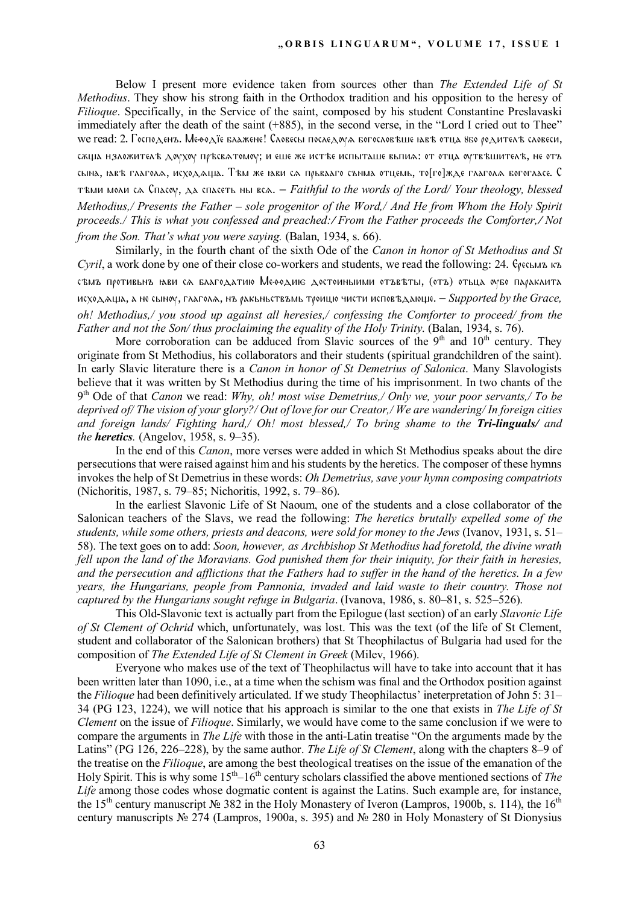Below I present more evidence taken from sources other than *The Extended Life of St Methodius*. They show his strong faith in the Orthodox tradition and his opposition to the heresy of *Filioque*. Specifically, in the Service of the saint, composed by his student Constantine Preslavaski immediately after the death of the saint (+885), in the second verse, in the "Lord I cried out to Thee" we read: 2. Господенъ. Меѳодїе блажене! Словесы последоуѧ богословѣше ѩвѣ отца ѣко родителѣ словеси, сѫща изложителѣ доухоу прѣсватомоу; и еше же истѣе испыташе выпиѧ: от отца оутѣшителѣ, не отъ сына, ѩвѣ глаголѧ, исходѧща. Тѣм же ѩви сѧ прьваго сънмa отцемь, то[го]жде глаголѧ богогласе. С тѣми моли сѧ Спасоу, да спасеть ны вcѧ. – *Faithful to the words of the Lord/ Your theology, blessed Methodius,/ Presents the Father – sole progenitor of the Word,/ And He from Whom the Holy Spirit proceeds./ This is what you confessed and preached:/ From the Father proceeds the Comforter,/ Not from the Son. That's what you were saying.* (Balan, 1934, s. 66).

Similarly, in the fourth chant of the sixth Ode of the *Canon in honor of St Methodius and St Cyril*, a work done by one of their close co-workers and students, we read the following: 24. Ересьмъ къ сѣмъ противьнъ ѩви сѧ благодатию Меѳодие достоиныими отъвѣты, (отъ) отьца оубо параклита исходѧща, а не сыноу, глаголѧ, нъ ракьньствъмь троицю чисти исповѣдаюце. – *Supported by the Grace, oh! Methodius,/ you stood up against all heresies,/ confessing the Comforter to proceed/ from the Father and not the Son/ thus proclaiming the equality of the Holy Trinity*. (Balan, 1934, s. 76).

More corroboration can be adduced from Slavic sources of the 9[th] and 10[th] century. They originate from St Methodius, his collaborators and their students (spiritual grandchildren of the saint). In early Slavic literature there is a *Canon in honor of St Demetrius of Salonica*. Many Slavologists believe that it was written by St Methodius during the time of his imprisonment. In two chants of the 9[th] Ode of that *Canon* we read: *Why, oh! most wise Demetrius,/ Only we, your poor servants,/ To be deprived of/ The vision of your glory?/ Out of love for our Creator,/ We are wandering/ In foreign cities and foreign lands/ Fighting hard,/ Oh! most blessed,/ To bring shame to the* ***Tri-linguals/*** *and the* ***heretics****.* (Angelov, 1958, s. 9–35).

In the end of this *Canon*, more verses were added in which St Methodius speaks about the dire persecutions that were raised against him and his students by the heretics. The composer of these hymns invokes the help of St Demetrius in these words: *Oh Demetrius, save your hymn composing compatriots* (Nichoritis, 1987, s. 79–85; Nichoritis, 1992, s. 79–86).

In the earliest Slavonic Life of St Naoum, one of the students and a close collaborator of the Salonican teachers of the Slavs, we read the following: *The heretics brutally expelled some of the students, while some others, priests and deacons, were sold for money to the Jews* (Ivanov, 1931, s. 51–58). The text goes on to add: *Soon, however, as Archbishop St Methodius had foretold, the divine wrath fell upon the land of the Moravians. God punished them for their iniquity, for their faith in heresies, and the persecution and afflictions that the Fathers had to suffer in the hand of the heretics. In a few years, the Hungarians, people from Pannonia, invaded and laid waste to their country. Those not captured by the Hungarians sought refuge in Bulgaria*. (Ivanova, 1986, s. 80–81, s. 525–526).

This Old-Slavonic text is actually part from the Epilogue (last section) of an early *Slavonic Life of St Clement of Ochrid* which, unfortunately, was lost. This was the text (of the life of St Clement, student and collaborator of the Salonican brothers) that St Theophilactus of Bulgaria had used for the composition of *The Extended Life of St Clement in Greek* (Milev, 1966).

Everyone who makes use of the text of Theophilactus will have to take into account that it has been written later than 1090, i.e., at a time when the schism was final and the Orthodox position against the *Filioque* had been definitively articulated. If we study Theophilactus' ineterpretation of John 5: 31–34 (PG 123, 1224), we will notice that his approach is similar to the one that exists in *The Life of St Clement* on the issue of *Filioque*. Similarly, we would have come to the same conclusion if we were to compare the arguments in *The Life* with those in the anti-Latin treatise "On the arguments made by the Latins" (PG 126, 226–228), by the same author. *The Life of St Clement*, along with the chapters 8–9 of the treatise on the *Filioque*, are among the best theological treatises on the issue of the emanation of the Holy Spirit. This is why some 15[th]–16[th] century scholars classified the above mentioned sections of *The Life* among those codes whose dogmatic content is against the Latins. Such example are, for instance, the 15[th] century manuscript № 382 in the Holy Monastery of Iveron (Lampros, 1900b, s. 114), the 16[th] century manuscripts № 274 (Lampros, 1900a, s. 395) and № 280 in Holy Monastery of St Dionysius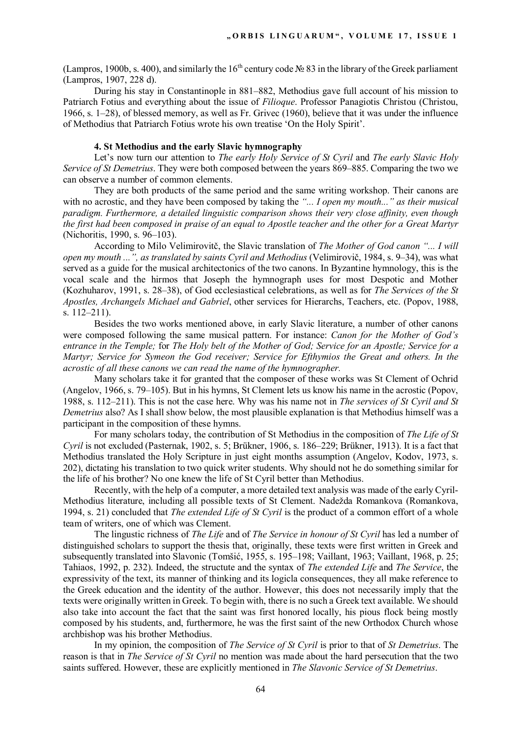(Lampros, 1900b, s. 400), and similarly the 16th century code № 83 in the library of the Greek parliament (Lampros, 1907, 228 d).

During his stay in Constantinople in 881–882, Methodius gave full account of his mission to Patriarch Fotius and everything about the issue of *Filioque*. Professor Panagiotis Christou (Christou, 1966, s. 1–28), of blessed memory, as well as Fr. Grivec (1960), believe that it was under the influence of Methodius that Patriarch Fotius wrote his own treatise 'On the Holy Spirit'.

#### 4. St Methodius and the early Slavic hymnography

Let's now turn our attention to *The early Holy Service of St Cyril* and *The early Slavic Holy Service of St Demetrius*. They were both composed between the years 869–885. Comparing the two we can observe a number of common elements.

They are both products of the same period and the same writing workshop. Their canons are with no acrostic, and they have been composed by taking the *"... I open my mouth..." as their musical paradigm. Furthermore, a detailed linguistic comparison shows their very close affinity, even though the first had been composed in praise of an equal to Apostle teacher and the other for a Great Martyr* (Nichoritis, 1990, s. 96–103).

According to Milo Velimirovitč, the Slavic translation of *The Mother of God canon "... I will open my mouth ...", as translated by saints Cyril and Methodius* (Velimirovič, 1984, s. 9–34), was what served as a guide for the musical architectonics of the two canons. In Byzantine hymnology, this is the vocal scale and the hirmos that Joseph the hymnograph uses for most Despotic and Mother (Kozhuharov, 1991, s. 28–38), of God ecclesiastical celebrations, as well as for *The Services of the St Apostles, Archangels Michael and Gabriel*, other services for Hierarchs, Teachers, etc. (Popov, 1988, s. 112–211).

Besides the two works mentioned above, in early Slavic literature, a number of other canons were composed following the same musical pattern. For instance: *Canon for the Mother of God's entrance in the Temple;* for *The Holy belt of the Mother of God; Service for an Apostle; Service for a Martyr; Service for Symeon the God receiver; Service for Efthymios the Great and others. In the acrostic of all these canons we can read the name of the hymnographer.*

Many scholars take it for granted that the composer of these works was St Clement of Ochrid (Angelov, 1966, s. 79–105). But in his hymns, St Clement lets us know his name in the acrostic (Popov, 1988, s. 112–211). This is not the case here. Why was his name not in *The services of St Cyril and St Demetrius* also? As I shall show below, the most plausible explanation is that Methodius himself was a participant in the composition of these hymns.

For many scholars today, the contribution of St Methodius in the composition of *The Life of St Cyril* is not excluded (Pasternak, 1902, s. 5; Brükner, 1906, s. 186–229; Brükner, 1913). It is a fact that Methodius translated the Holy Scripture in just eight months assumption (Angelov, Kodov, 1973, s. 202), dictating his translation to two quick writer students. Why should not he do something similar for the life of his brother? No one knew the life of St Cyril better than Methodius.

Recently, with the help of a computer, a more detailed text analysis was made of the early Cyril-Methodius literature, including all possible texts of St Clement. Nadežda Romankova (Romankova, 1994, s. 21) concluded that *The extended Life of St Cyril* is the product of a common effort of a whole team of writers, one of which was Clement.

The lingustic richness of *The Life* and of *The Service in honour of St Cyril* has led a number of distinguished scholars to support the thesis that, originally, these texts were first written in Greek and subsequently translated into Slavonic (Tomšić, 1955, s. 195–198; Vaillant, 1963; Vaillant, 1968, p. 25; Tahiaos, 1992, p. 232). Indeed, the structute and the syntax of *The extended Life* and *The Service*, the expressivity of the text, its manner of thinking and its logicla consequences, they all make reference to the Greek education and the identity of the author. However, this does not necessarily imply that the texts were originally written in Greek. To begin with, there is no such a Greek text available. We should also take into account the fact that the saint was first honored locally, his pious flock being mostly composed by his students, and, furthermore, he was the first saint of the new Orthodox Church whose archbishop was his brother Methodius.

In my opinion, the composition of *The Service of St Cyril* is prior to that of *St Demetrius*. The reason is that in *The Service of St Cyril* no mention was made about the hard persecution that the two saints suffered. However, these are explicitly mentioned in *The Slavonic Service of St Demetrius*.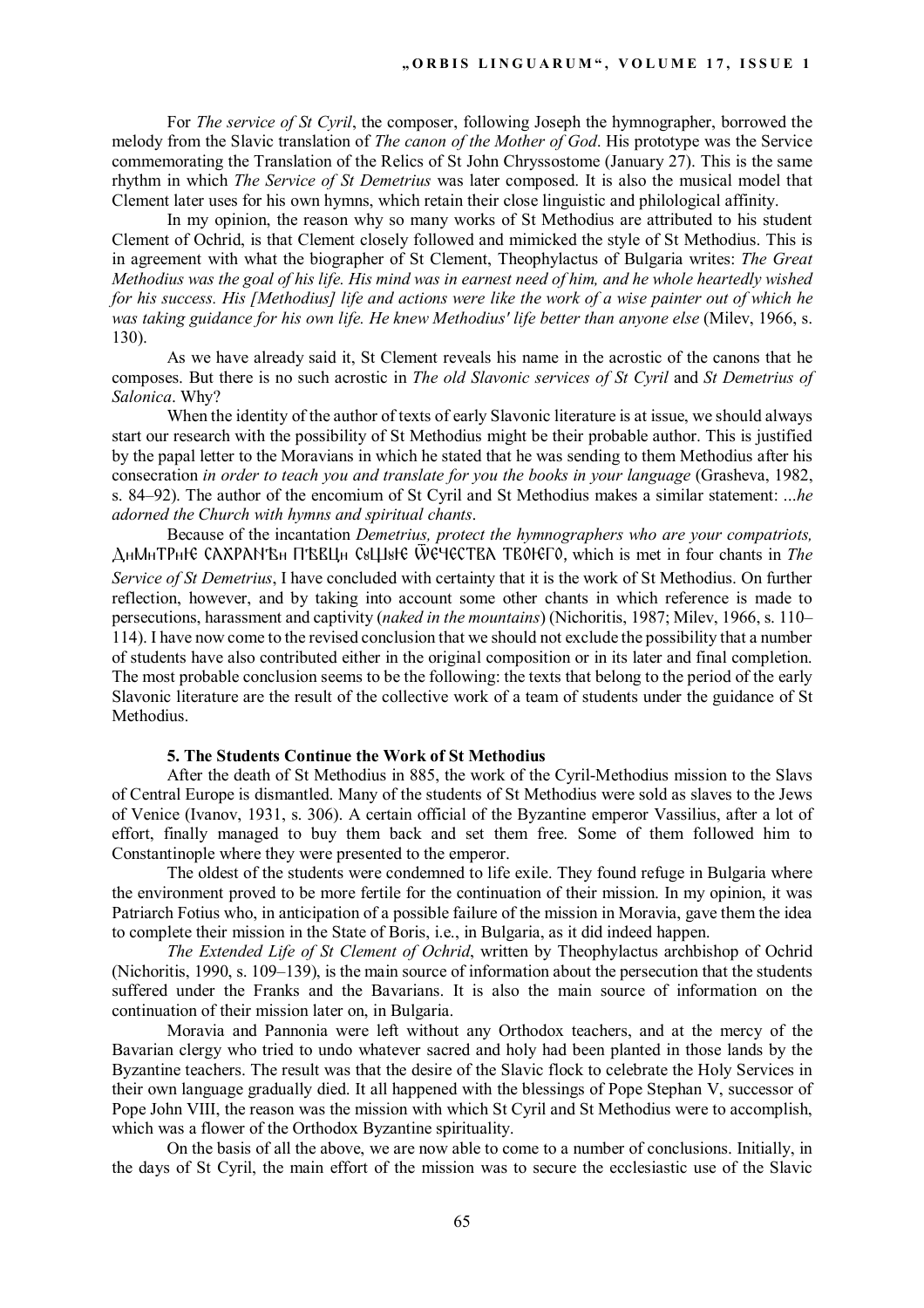For *The service of St Cyril*, the composer, following Joseph the hymnographer, borrowed the melody from the Slavic translation of *The canon of the Mother of God*. His prototype was the Service commemorating the Translation of the Relics of St John Chryssostome (January 27). This is the same rhythm in which *The Service of St Demetrius* was later composed. It is also the musical model that Clement later uses for his own hymns, which retain their close linguistic and philological affinity.

In my opinion, the reason why so many works of St Methodius are attributed to his student Clement of Ochrid, is that Clement closely followed and mimicked the style of St Methodius. This is in agreement with what the biographer of St Clement, Theophylactus of Bulgaria writes: *The Great Methodius was the goal of his life. His mind was in earnest need of him, and he whole heartedly wished for his success. His [Methodius] life and actions were like the work of a wise painter out of which he was taking guidance for his own life. He knew Methodius' life better than anyone else* (Milev, 1966, s. 130).

As we have already said it, St Clement reveals his name in the acrostic of the canons that he composes. But there is no such acrostic in *The old Slavonic services of St Cyril* and *St Demetrius of Salonica*. Why?

When the identity of the author of texts of early Slavonic literature is at issue, we should always start our research with the possibility of St Methodius might be their probable author. This is justified by the papal letter to the Moravians in which he stated that he was sending to them Methodius after his consecration *in order to teach you and translate for you the books in your language* (Grasheva, 1982, s. 84–92). The author of the encomium of St Cyril and St Methodius makes a similar statement: *...he adorned the Church with hymns and spiritual chants*.

Because of the incantation *Demetrius, protect the hymnographers who are your compatriots,* ДиМиТРиЄ САХРАНѢи ПѢВЦи СѹЩЫЄ ѾЄЧЄСТВА ТВОЄГО, which is met in four chants in *The Service of St Demetrius*, I have concluded with certainty that it is the work of St Methodius. On further reflection, however, and by taking into account some other chants in which reference is made to persecutions, harassment and captivity (*naked in the mountains*) (Nichoritis, 1987; Milev, 1966, s. 110–114). I have now come to the revised conclusion that we should not exclude the possibility that a number of students have also contributed either in the original composition or in its later and final completion. The most probable conclusion seems to be the following: the texts that belong to the period of the early Slavonic literature are the result of the collective work of a team of students under the guidance of St Methodius.

## 5. The Students Continue the Work of St Methodius

After the death of St Methodius in 885, the work of the Cyril-Methodius mission to the Slavs of Central Europe is dismantled. Many of the students of St Methodius were sold as slaves to the Jews of Venice (Ivanov, 1931, s. 306). A certain official of the Byzantine emperor Vassilius, after a lot of effort, finally managed to buy them back and set them free. Some of them followed him to Constantinople where they were presented to the emperor.

The oldest of the students were condemned to life exile. They found refuge in Bulgaria where the environment proved to be more fertile for the continuation of their mission. In my opinion, it was Patriarch Fotius who, in anticipation of a possible failure of the mission in Moravia, gave them the idea to complete their mission in the State of Boris, i.e., in Bulgaria, as it did indeed happen.

*The Extended Life of St Clement of Ochrid*, written by Theophylactus archbishop of Ochrid (Nichoritis, 1990, s. 109–139), is the main source of information about the persecution that the students suffered under the Franks and the Bavarians. It is also the main source of information on the continuation of their mission later on, in Bulgaria.

Moravia and Pannonia were left without any Orthodox teachers, and at the mercy of the Bavarian clergy who tried to undo whatever sacred and holy had been planted in those lands by the Byzantine teachers. The result was that the desire of the Slavic flock to celebrate the Holy Services in their own language gradually died. It all happened with the blessings of Pope Stephan V, successor of Pope John VIII, the reason was the mission with which St Cyril and St Methodius were to accomplish, which was a flower of the Orthodox Byzantine spirituality.

On the basis of all the above, we are now able to come to a number of conclusions. Initially, in the days of St Cyril, the main effort of the mission was to secure the ecclesiastic use of the Slavic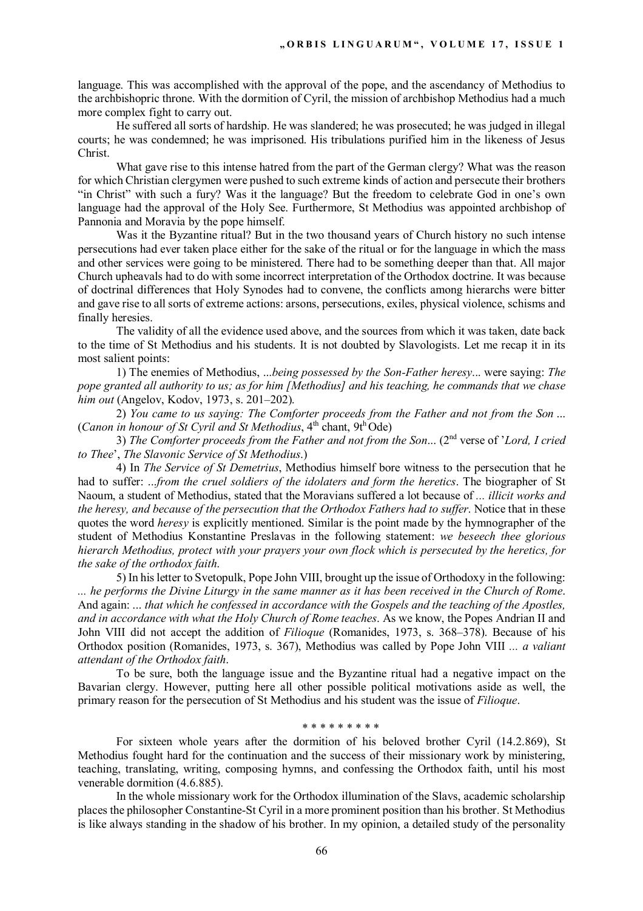language. This was accomplished with the approval of the pope, and the ascendancy of Methodius to the archbishopric throne. With the dormition of Cyril, the mission of archbishop Methodius had a much more complex fight to carry out.

He suffered all sorts of hardship. He was slandered; he was prosecuted; he was judged in illegal courts; he was condemned; he was imprisoned. His tribulations purified him in the likeness of Jesus Christ.

What gave rise to this intense hatred from the part of the German clergy? What was the reason for which Christian clergymen were pushed to such extreme kinds of action and persecute their brothers "in Christ" with such a fury? Was it the language? But the freedom to celebrate God in one's own language had the approval of the Holy See. Furthermore, St Methodius was appointed archbishop of Pannonia and Moravia by the pope himself.

Was it the Byzantine ritual? But in the two thousand years of Church history no such intense persecutions had ever taken place either for the sake of the ritual or for the language in which the mass and other services were going to be ministered. There had to be something deeper than that. All major Church upheavals had to do with some incorrect interpretation of the Orthodox doctrine. It was because of doctrinal differences that Holy Synodes had to convene, the conflicts among hierarchs were bitter and gave rise to all sorts of extreme actions: arsons, persecutions, exiles, physical violence, schisms and finally heresies.

The validity of all the evidence used above, and the sources from which it was taken, date back to the time of St Methodius and his students. It is not doubted by Slavologists. Let me recap it in its most salient points:

1) The enemies of Methodius, *...being possessed by the Son-Father heresy*... were saying: *The pope granted all authority to us; as for him [Methodius] and his teaching, he commands that we chase him out* (Angelov, Kodov, 1973, s. 201–202).

2) *You came to us saying: The Comforter proceeds from the Father and not from the Son ...* (*Canon in honour of St Cyril and St Methodius*, 4th chant, 9th Ode)

3) *The Comforter proceeds from the Father and not from the Son*... (2nd verse of '*Lord, I cried to Thee*', *The Slavonic Service of St Methodius*.)

4) In *The Service of St Demetrius*, Methodius himself bore witness to the persecution that he had to suffer: *...from the cruel soldiers of the idolaters and form the heretics*. The biographer of St Naoum, a student of Methodius, stated that the Moravians suffered a lot because of *... illicit works and the heresy, and because of the persecution that the Orthodox Fathers had to suffer*. Notice that in these quotes the word *heresy* is explicitly mentioned. Similar is the point made by the hymnographer of the student of Methodius Konstantine Preslavas in the following statement: *we beseech thee glorious hierarch Methodius, protect with your prayers your own flock which is persecuted by the heretics, for the sake of the orthodox faith.*

5) In his letter to Svetopulk, Pope John VIII, brought up the issue of Orthodoxy in the following: *... he performs the Divine Liturgy in the same manner as it has been received in the Church of Rome*. And again: *... that which he confessed in accordance with the Gospels and the teaching of the Apostles, and in accordance with what the Holy Church of Rome teaches*. As we know, the Popes Andrian II and John VIII did not accept the addition of *Filioque* (Romanides, 1973, s. 368–378). Because of his Orthodox position (Romanides, 1973, s. 367), Methodius was called by Pope John VIII *... a valiant attendant of the Orthodox faith*.

To be sure, both the language issue and the Byzantine ritual had a negative impact on the Bavarian clergy. However, putting here all other possible political motivations aside as well, the primary reason for the persecution of St Methodius and his student was the issue of *Filioque*.

* * * * * * * * *

For sixteen whole years after the dormition of his beloved brother Cyril (14.2.869), St Methodius fought hard for the continuation and the success of their missionary work by ministering, teaching, translating, writing, composing hymns, and confessing the Orthodox faith, until his most venerable dormition (4.6.885).

In the whole missionary work for the Orthodox illumination of the Slavs, academic scholarship places the philosopher Constantine-St Cyril in a more prominent position than his brother. St Methodius is like always standing in the shadow of his brother. In my opinion, a detailed study of the personality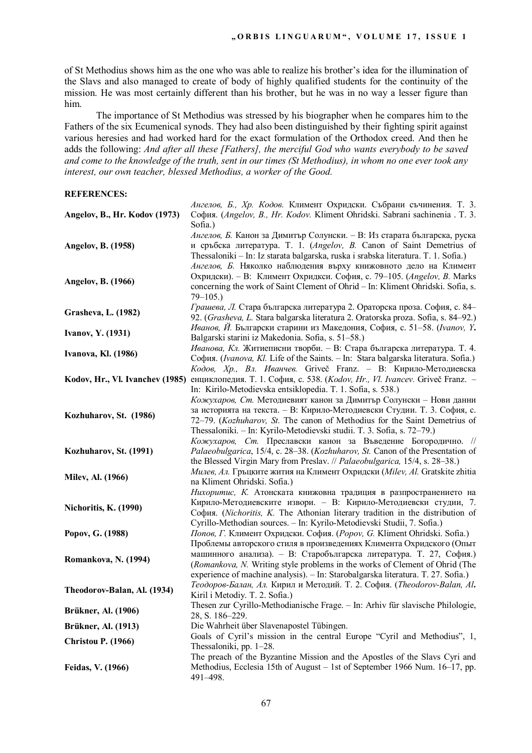of St Methodius shows him as the one who was able to realize his brother's idea for the illumination of the Slavs and also managed to create of body of highly qualified students for the continuity of the mission. He was most certainly different than his brother, but he was in no way a lesser figure than him.

The importance of St Methodius was stressed by his biographer when he compares him to the Fathers of the six Ecumenical synods. They had also been distinguished by their fighting spirit against various heresies and had worked hard for the exact formulation of the Orthodox creed. And then he adds the following: *And after all these [Fathers], the merciful God who wants everybody to be saved and come to the knowledge of the truth, sent in our times (St Methodius), in whom no one ever took any interest, our own teacher, blessed Methodius, a worker of the Good.*

**REFERENCES:**

| | |
|---|---|
| **Angelov, B., Hr. Kodov (1973)** | *Ангелов, Б., Хр. Кодов.* Климент Охридски. Събрани съчинения. Т. 3. София. (*Angelov, B., Hr. Kodov.* Kliment Ohridski. Sabrani sachinenia . T. 3. Sofia.) |
| **Angelov, B. (1958)** | *Ангелов, Б.* Канон за Димитър Солунски. – В: Из старата българска, руска и сръбска литература. Т. 1. (*Angelov, B.* Canon of Saint Demetrius of Thessaloniki – In: Iz starata balgarska, ruska i srabska literatura. T. 1. Sofia.) |
| **Angelov, B. (1966)** | *Ангелов, Б.* Няколко наблюдения върху книжовното дело на Климент Охридски). – В: Климент Охридкси. София, с. 79–105. (*Angelov, B.* Marks concerning the work of Saint Clement of Ohrid – In: Kliment Ohridski. Sofia, s. 79–105.) |
| **Grasheva, L. (1982)** | *Грашева, Л.* Стара българска литература 2. Ораторска проза. София, с. 84–92. (*Grasheva, L.* Stara balgarska literatura 2. Oratorska proza. Sofia, s. 84–92.) |
| **Ivanov, Y. (1931)** | *Иванов, Й.* Български старини из Македония, София, с. 51–58. (*Ivanov, Y.* Balgarski starini iz Makedonia. Sofia, s. 51–58.) |
| **Ivanova, Kl. (1986)** | *Иванова, Кл.* Житиеписни творби. – В: Стара българска литература. Т. 4. София. (*Ivanova, Kl.* Life of the Saints. – In: Stara balgarska literatura. Sofia.) |
| **Kodov, Hr., Vl. Ivanchev (1985)** | *Кодов, Хр., Вл. Иванчев.* Griveč Franz. – В: Кирило-Методиевска енциклопедия. Т. 1. София, с. 538. (*Kodov, Hr., Vl. Ivancev.* Griveč Franz. – In: Kirilo-Metodievska entsiklopedia. T. 1. Sofia, s. 538.) |
| **Kozhuharov, St. (1986)** | *Кожухаров, Ст.* Методиевият канон за Димитър Солунски – Нови данни за историята на текста. – В: Кирило-Методиевски Студии. Т. 3. София, с. 72–79. (*Kozhuharov, St.* The canon of Methodius for the Saint Demetrius of Thessaloniki. – In: Kyrilo-Metodievski studii. T. 3. Sofia, s. 72–79.) |
| **Kozhuharov, St. (1991)** | *Кожухаров, Ст.* Преславски канон за Въведение Богородично. // *Palaeobulgarica*, 15/4, с. 28–38. (*Kozhuharov, St.* Canon of the Presentation of the Blessed Virgin Mary from Preslav. // *Palaeobulgarica,* 15/4, s. 28–38.) |
| **Milev, Al. (1966)** | *Милев, Ал.* Гръцките жития на Климент Охридски (*Milev, Al.* Gratskite zhitia na Kliment Ohridski. Sofia.) |
| **Nichoritis, K. (1990)** | *Нихоритис, К.* Атонската книжовна традиция в разпространението на Кирило-Методиевските извори. – В: Кирило-Методиевски студии, 7. София. (*Nichoritis, K.* The Athonian literary tradition in the distribution of Cyrillo-Methodian sources. – In: Kyrilo-Metodievski Studii, 7. Sofia.) |
| **Popov, G. (1988)** | *Попов, Г.* Климент Охридски. София. (*Popov, G.* Kliment Ohridski. Sofia.) |
| **Romankova, N. (1994)** | Проблемы авторского стиля в произведениях Климента Охридского (Опыт машинного анализа). – В: Старобългарска литература. Т. 27, София.) (*Romankova, N.* Writing style problems in the works of Clement of Ohrid (The experience of machine analysis). – In: Starobalgarska literatura. T. 27. Sofia.) |
| **Theodorov-Balan, Al. (1934)** | *Теодоров-Балан, Ал.* Кирил и Методий. Т. 2. София. (*Theodorov-Balan, Al.* Kiril i Metodiy. T. 2. Sofia.) |
| **Brükner, Al. (1906)** | Thesen zur Cyrillo-Methodianische Frage. – In: Arhiv für slavische Philologie, 28, S. 186–229. |
| **Brükner, Al. (1913)** | Die Wahrheit über Slavenapostel Tübingen. |
| **Christou P. (1966)** | Goals of Cyril's mission in the central Europe "Cyril and Methodius", 1, Thessaloniki, pp. 1–28. |
| **Feidas, V. (1966)** | The preach of the Byzantine Mission and the Apostles of the Slavs Cyri and Methodius, Ecclesia 15th of August – 1st of September 1966 Num. 16–17, pp. 491–498. |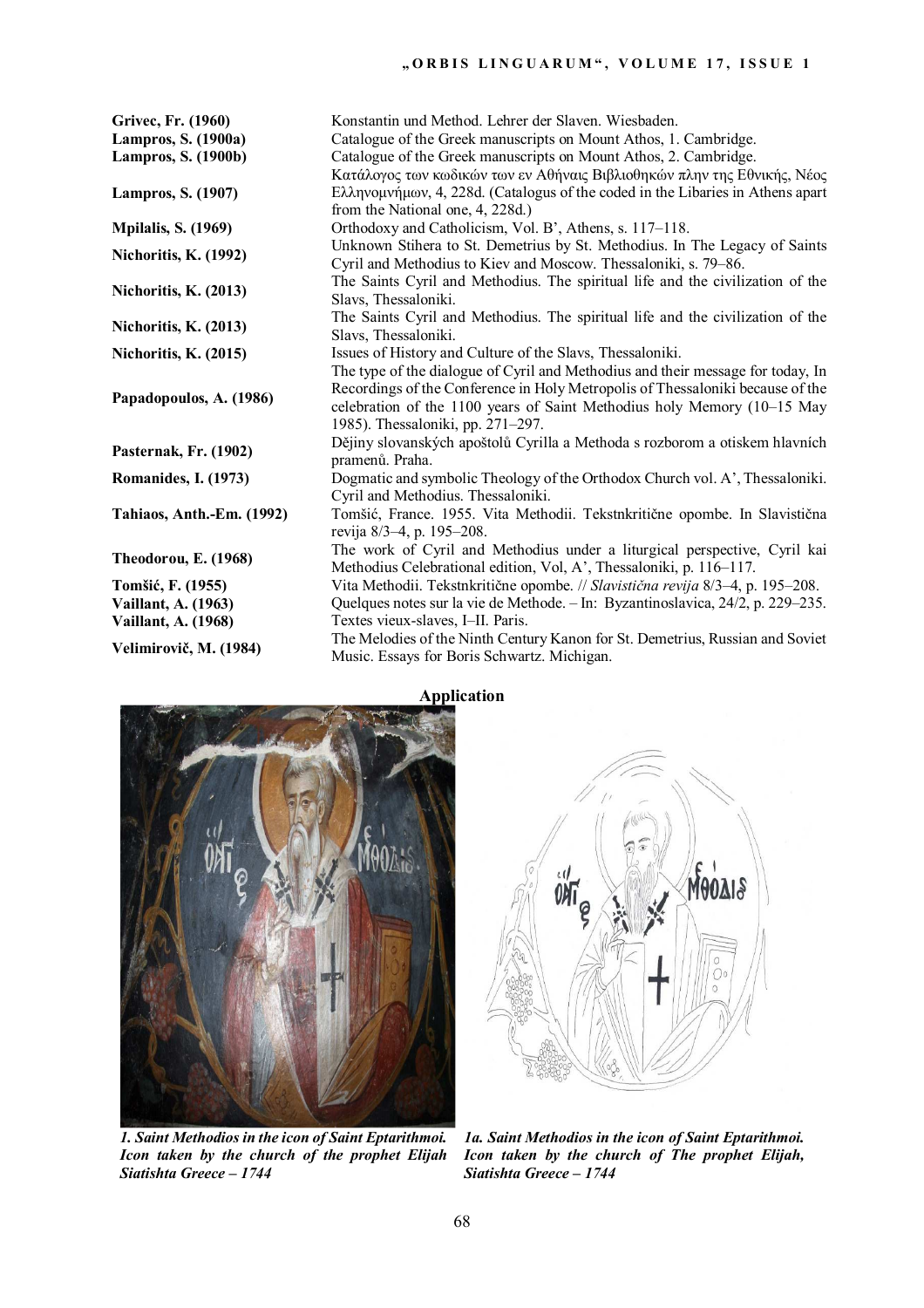| | |
|---|---|
| **Grivec, Fr. (1960)** | Konstantin und Method. Lehrer der Slaven. Wiesbaden. |
| **Lampros, S. (1900a)** | Catalogue of the Greek manuscripts on Mount Athos, 1. Cambridge. |
| **Lampros, S. (1900b)** | Catalogue of the Greek manuscripts on Mount Athos, 2. Cambridge. |
| **Lampros, S. (1907)** | Κατάλογος των κωδικών των εν Αθήναις Βιβλιοθηκών πλην της Εθνικής, Νέος Ελληνομνήμων, 4, 228d. (Catalogus of the coded in the Libaries in Athens apart from the National one, 4, 228d.) |
| **Mpilalis, S. (1969)** | Orthodoxy and Catholicism, Vol. B', Athens, s. 117–118. |
| **Nichoritis, K. (1992)** | Unknown Stihera to St. Demetrius by St. Methodius. In The Legacy of Saints Cyril and Methodius to Kiev and Moscow. Thessaloniki, s. 79–86. |
| **Nichoritis, K. (2013)** | The Saints Cyril and Methodius. The spiritual life and the civilization of the Slavs, Thessaloniki. |
| **Nichoritis, K. (2013)** | The Saints Cyril and Methodius. The spiritual life and the civilization of the Slavs, Thessaloniki. |
| **Nichoritis, K. (2015)** | Issues of History and Culture of the Slavs, Thessaloniki. |
| **Papadopoulos, A. (1986)** | The type of the dialogue of Cyril and Methodius and their message for today, In Recordings of the Conference in Holy Metropolis of Thessaloniki because of the celebration of the 1100 years of Saint Methodius holy Memory (10–15 May 1985). Thessaloniki, pp. 271–297. |
| **Pasternak, Fr. (1902)** | Dějiny slovanských apoštolů Cyrilla a Methoda s rozborom a otiskem hlavních pramenů. Praha. |
| **Romanides, I. (1973)** | Dogmatic and symbolic Theology of the Orthodox Church vol. A', Thessaloniki. |
| **Tahiaos, Anth.-Em. (1992)** | Cyril and Methodius. Thessaloniki. Tomšić, France. 1955. Vita Methodii. Tekstnkritične opombe. In Slavistična revija 8/3–4, p. 195–208. |
| **Theodorou, E. (1968)** | The work of Cyril and Methodius under a liturgical perspective, Cyril kai Methodius Celebrational edition, Vol, A', Thessaloniki, p. 116–117. |
| **Tomšić, F. (1955)** | Vita Methodii. Tekstnkritične opombe. // *Slavistična revija* 8/3–4, p. 195–208. |
| **Vaillant, A. (1963)** | Quelques notes sur la vie de Methode. – In: Byzantinoslavica, 24/2, p. 229–235. |
| **Vaillant, A. (1968)** | Textes vieux-slaves, I–II. Paris. |
| **Velimirovič, M. (1984)** | The Melodies of the Ninth Century Kanon for St. Demetrius, Russian and Soviet Music. Essays for Boris Schwartz. Michigan. |

## Application

***1. Saint Methodios in the icon of Saint Eptarithmoi. Icon taken by the church of the prophet Elijah Siatishta Greece – 1744***

***1a. Saint Methodios in the icon of Saint Eptarithmoi. Icon taken by the church of The prophet Elijah, Siatishta Greece – 1744***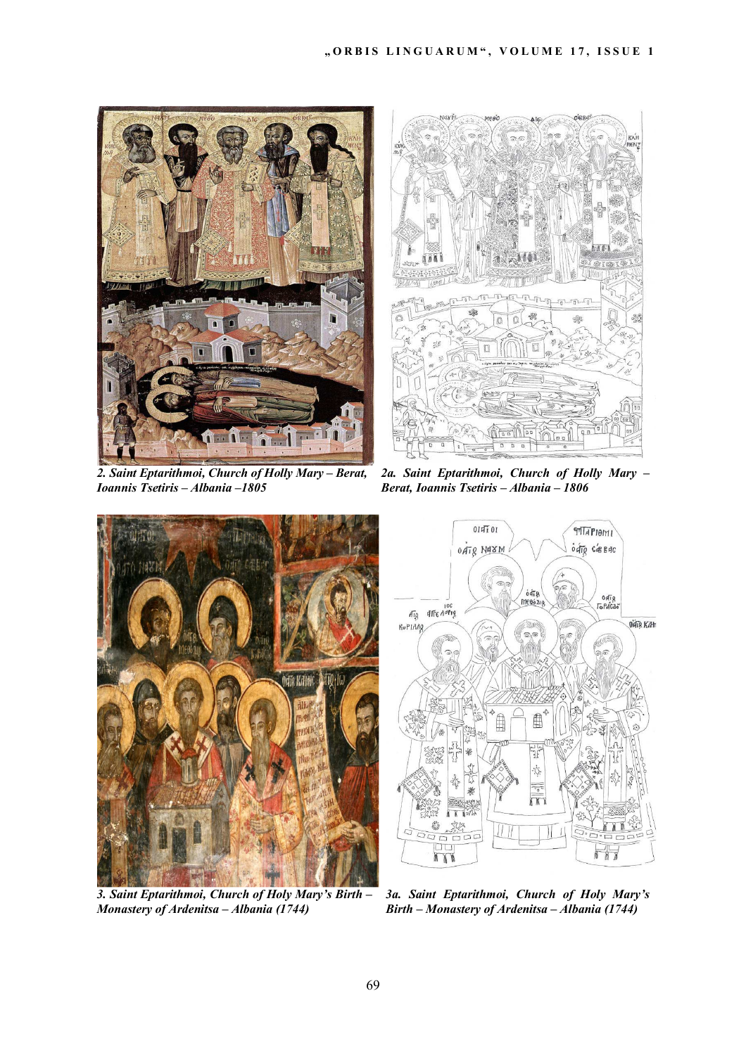*2. Saint Eptarithmoi, Church of Holly Mary – Berat, Ioannis Tsetiris – Albania –1805*

*2a. Saint Eptarithmoi, Church of Holly Mary – Berat, Ioannis Tsetiris – Albania – 1806*

*3. Saint Eptarithmoi, Church of Holy Mary's Birth – Monastery of Ardenitsa – Albania (1744)*

*3a. Saint Eptarithmoi, Church of Holy Mary's Birth – Monastery of Ardenitsa – Albania (1744)*